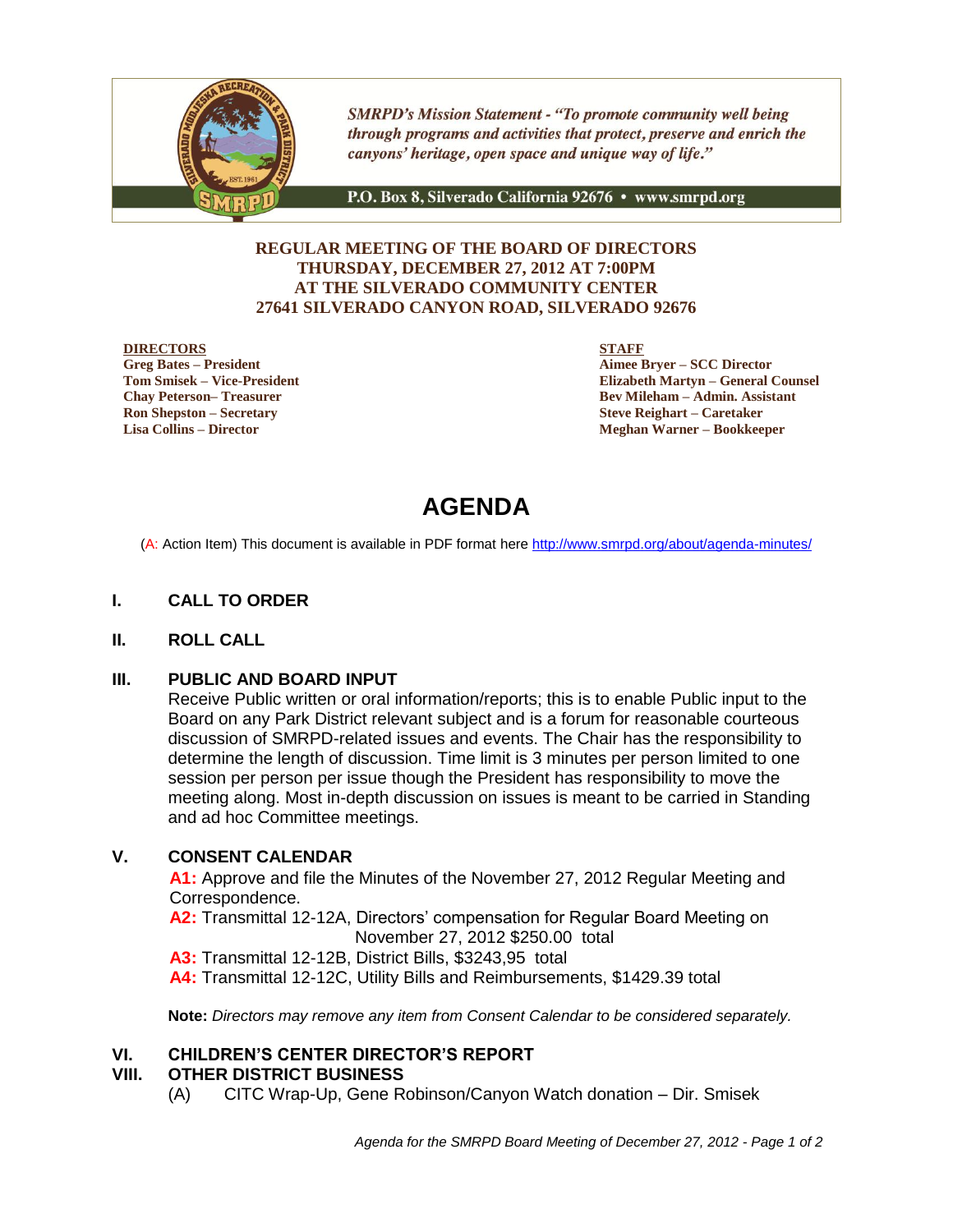*SMRPD's Mission Statement - "To promote community well being through programs and activities that protect, preserve and enrich the canyons' heritage, open space and unique way of life."*

P.O. Box 8, Silverado California 92676 • www.smrpd.org

**REGULAR MEETING OF THE BOARD OF DIRECTORS**
**THURSDAY, DECEMBER 27, 2012 AT 7:00PM**
**AT THE SILVERADO COMMUNITY CENTER**
**27641 SILVERADO CANYON ROAD, SILVERADO 92676**

**DIRECTORS**
**Greg Bates – President**
**Tom Smisek – Vice-President**
**Chay Peterson– Treasurer**
**Ron Shepston – Secretary**
**Lisa Collins – Director**

**STAFF**
**Aimee Bryer – SCC Director**
**Elizabeth Martyn – General Counsel**
**Bev Mileham – Admin. Assistant**
**Steve Reighart – Caretaker**
**Meghan Warner – Bookkeeper**

# AGENDA

(A: Action Item) This document is available in PDF format here http://www.smrpd.org/about/agenda-minutes/

## I. CALL TO ORDER

## II. ROLL CALL

## III. PUBLIC AND BOARD INPUT

Receive Public written or oral information/reports; this is to enable Public input to the Board on any Park District relevant subject and is a forum for reasonable courteous discussion of SMRPD-related issues and events. The Chair has the responsibility to determine the length of discussion. Time limit is 3 minutes per person limited to one session per person per issue though the President has responsibility to move the meeting along. Most in-depth discussion on issues is meant to be carried in Standing and ad hoc Committee meetings.

## V. CONSENT CALENDAR

**A1:** Approve and file the Minutes of the November 27, 2012 Regular Meeting and Correspondence.

**A2:** Transmittal 12-12A, Directors' compensation for Regular Board Meeting on November 27, 2012 $250.00 total

**A3:** Transmittal 12-12B, District Bills, $3243,95 total

**A4:** Transmittal 12-12C, Utility Bills and Reimbursements, $1429.39 total

**Note:** *Directors may remove any item from Consent Calendar to be considered separately.*

## VI. CHILDREN'S CENTER DIRECTOR'S REPORT

## VIII. OTHER DISTRICT BUSINESS

(A) CITC Wrap-Up, Gene Robinson/Canyon Watch donation – Dir. Smisek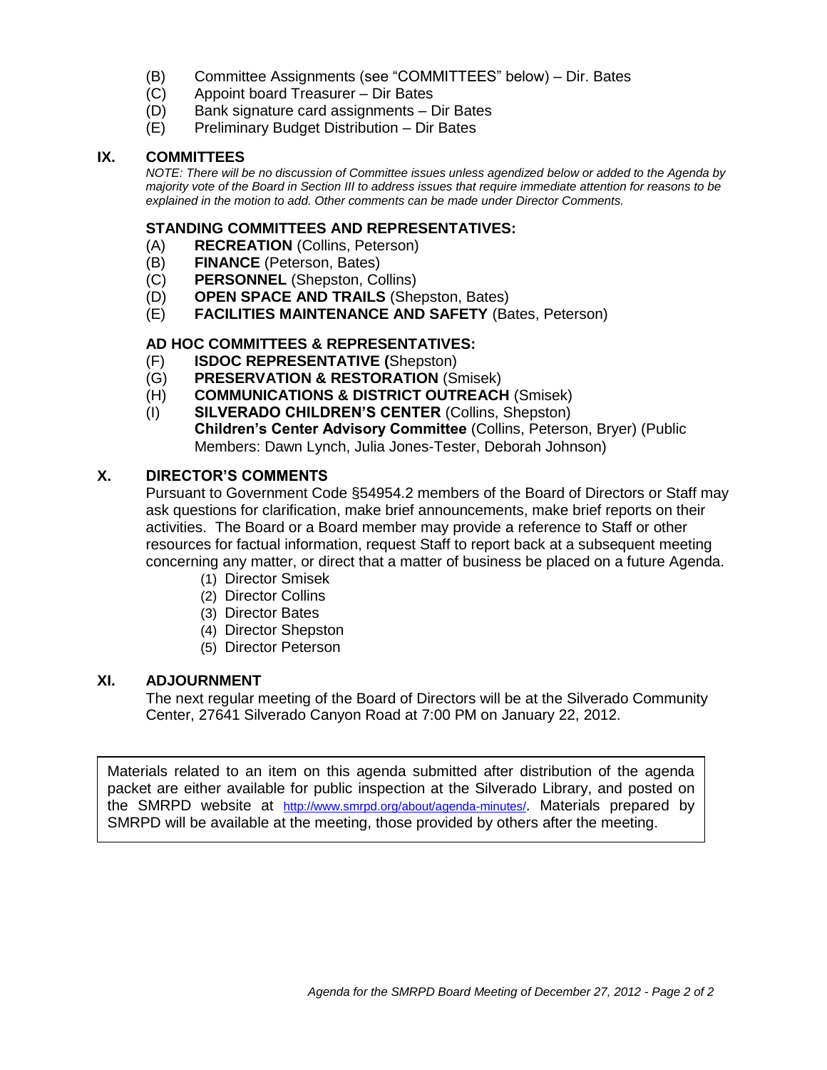- (B) Committee Assignments (see "COMMITTEES" below) – Dir. Bates
- (C) Appoint board Treasurer – Dir Bates
- (D) Bank signature card assignments – Dir Bates
- (E) Preliminary Budget Distribution – Dir Bates

## IX. COMMITTEES

*NOTE: There will be no discussion of Committee issues unless agendized below or added to the Agenda by majority vote of the Board in Section III to address issues that require immediate attention for reasons to be explained in the motion to add. Other comments can be made under Director Comments.*

### STANDING COMMITTEES AND REPRESENTATIVES:

- (A) **RECREATION** (Collins, Peterson)
- (B) **FINANCE** (Peterson, Bates)
- (C) **PERSONNEL** (Shepston, Collins)
- (D) **OPEN SPACE AND TRAILS** (Shepston, Bates)
- (E) **FACILITIES MAINTENANCE AND SAFETY** (Bates, Peterson)

### AD HOC COMMITTEES & REPRESENTATIVES:

- (F) **ISDOC REPRESENTATIVE (**Shepston)
- (G) **PRESERVATION & RESTORATION** (Smisek)
- (H) **COMMUNICATIONS & DISTRICT OUTREACH** (Smisek)
- (I) **SILVERADO CHILDREN'S CENTER** (Collins, Shepston)
  **Children's Center Advisory Committee** (Collins, Peterson, Bryer) (Public Members: Dawn Lynch, Julia Jones-Tester, Deborah Johnson)

## X. DIRECTOR'S COMMENTS

Pursuant to Government Code §54954.2 members of the Board of Directors or Staff may ask questions for clarification, make brief announcements, make brief reports on their activities. The Board or a Board member may provide a reference to Staff or other resources for factual information, request Staff to report back at a subsequent meeting concerning any matter, or direct that a matter of business be placed on a future Agenda.

1. Director Smisek
2. Director Collins
3. Director Bates
4. Director Shepston
5. Director Peterson

## XI. ADJOURNMENT

The next regular meeting of the Board of Directors will be at the Silverado Community Center, 27641 Silverado Canyon Road at 7:00 PM on January 22, 2012.

Materials related to an item on this agenda submitted after distribution of the agenda packet are either available for public inspection at the Silverado Library, and posted on the SMRPD website at http://www.smrpd.org/about/agenda-minutes/. Materials prepared by SMRPD will be available at the meeting, those provided by others after the meeting.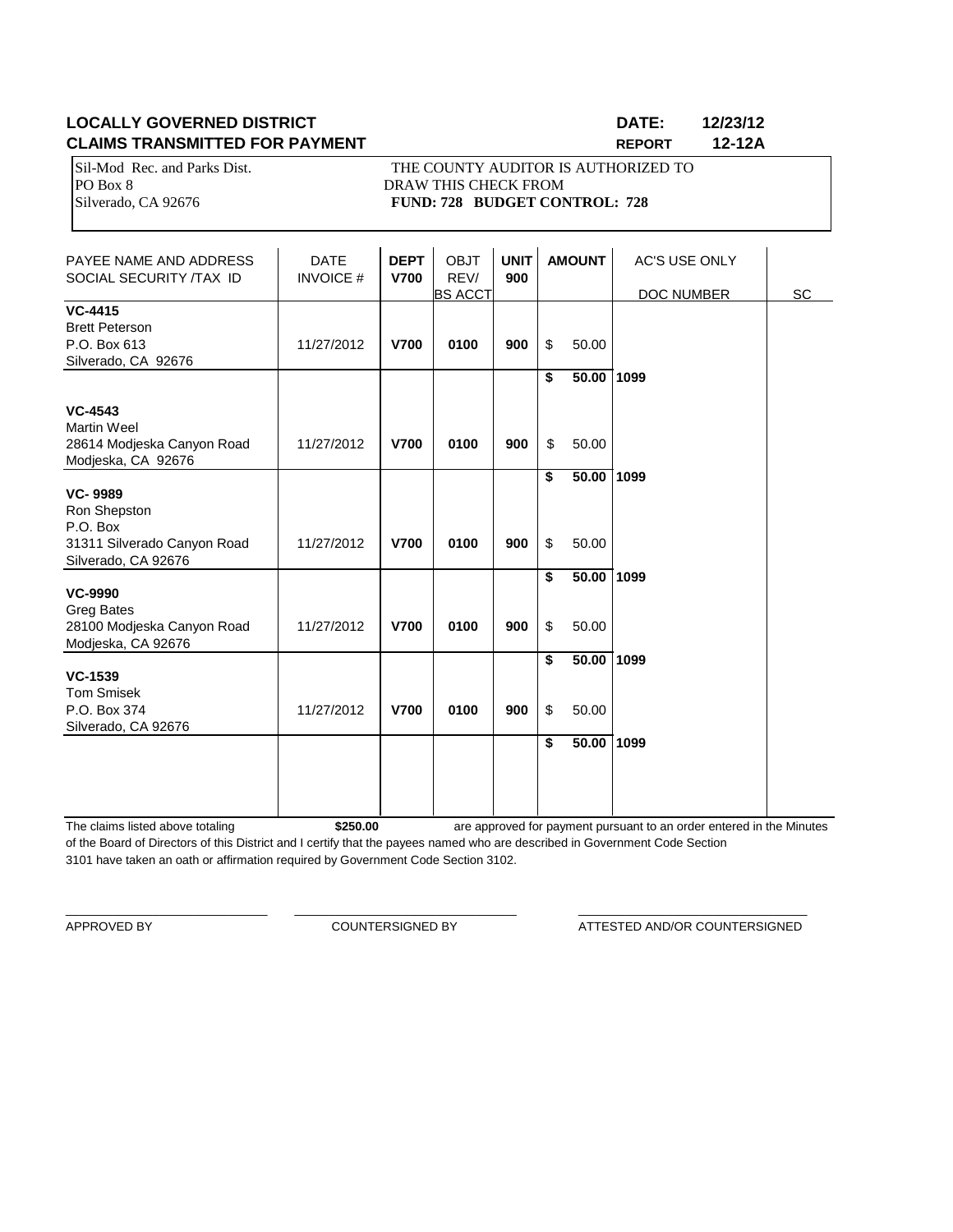**LOCALLY GOVERNED DISTRICT** **DATE: 12/23/12**

**CLAIMS TRANSMITTED FOR PAYMENT** **REPORT 12-12A**

Sil-Mod Rec. and Parks Dist.
PO Box 8
Silverado, CA 92676

THE COUNTY AUDITOR IS AUTHORIZED TO
DRAW THIS CHECK FROM
**FUND: 728 BUDGET CONTROL: 728**

| PAYEE NAME AND ADDRESS SOCIAL SECURITY /TAX ID | DATE INVOICE # | DEPT V700 | OBJT REV/ BS ACCT | UNIT 900 | AMOUNT | AC'S USE ONLY DOC NUMBER | SC |
|---|---|---|---|---|---|---|---|
| **VC-4415** Brett Peterson P.O. Box 613 Silverado, CA 92676 | 11/27/2012 | **V700** | **0100** | **900** | $ 50.00 | | |
| | | | | | **$ 50.00** | **1099** | |
| **VC-4543** Martin Weel 28614 Modjeska Canyon Road Modjeska, CA 92676 | 11/27/2012 | **V700** | **0100** | **900** | $ 50.00 | | |
| | | | | | **$ 50.00** | **1099** | |
| **VC- 9989** Ron Shepston P.O. Box 31311 Silverado Canyon Road Silverado, CA 92676 | 11/27/2012 | **V700** | **0100** | **900** | $ 50.00 | | |
| | | | | | **$ 50.00** | **1099** | |
| **VC-9990** Greg Bates 28100 Modjeska Canyon Road Modjeska, CA 92676 | 11/27/2012 | **V700** | **0100** | **900** | $ 50.00 | | |
| | | | | | **$ 50.00** | **1099** | |
| **VC-1539** Tom Smisek P.O. Box 374 Silverado, CA 92676 | 11/27/2012 | **V700** | **0100** | **900** | $ 50.00 | | |
| | | | | | **$ 50.00** | **1099** | |

The claims listed above totaling **$250.00** are approved for payment pursuant to an order entered in the Minutes of the Board of Directors of this District and I certify that the payees named who are described in Government Code Section 3101 have taken an oath or affirmation required by Government Code Section 3102.

APPROVED BY

COUNTERSIGNED BY

ATTESTED AND/OR COUNTERSIGNED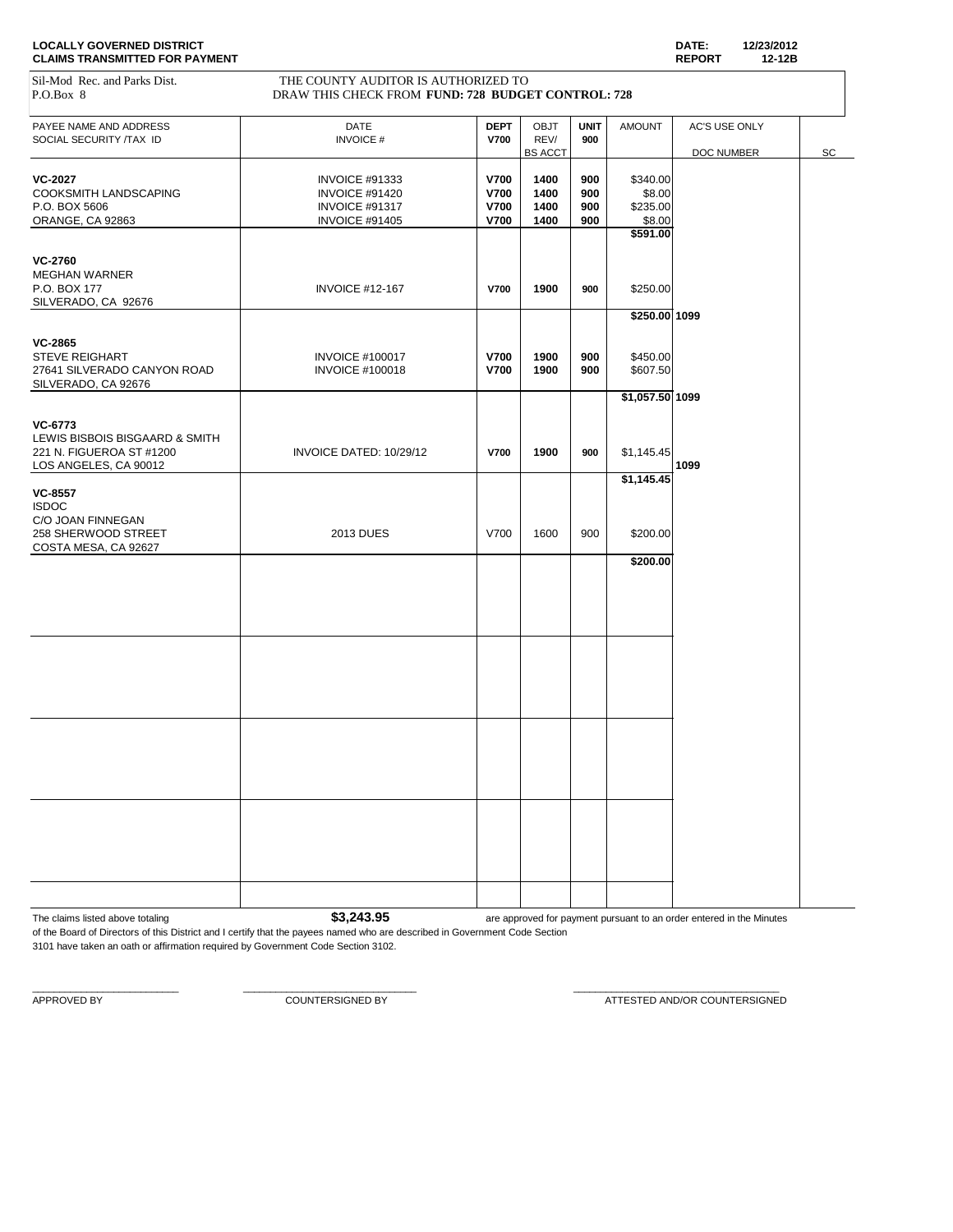**LOCALLY GOVERNED DISTRICT**
**CLAIMS TRANSMITTED FOR PAYMENT**

**DATE:** 12/23/2012
**REPORT** 12-12B

Sil-Mod Rec. and Parks Dist.
P.O.Box 8

THE COUNTY AUDITOR IS AUTHORIZED TO
DRAW THIS CHECK FROM **FUND: 728 BUDGET CONTROL: 728**

| PAYEE NAME AND ADDRESS<br>SOCIAL SECURITY /TAX ID | DATE<br>INVOICE # | DEPT<br>V700 | OBJT<br>REV/<br>BS ACCT | UNIT<br>900 | AMOUNT | AC'S USE ONLY<br>DOC NUMBER | SC |
|---|---|---|---|---|---|---|---|
| **VC-2027**<br>COOKSMITH LANDSCAPING<br>P.O. BOX 5606<br>ORANGE, CA 92863 | INVOICE #91333<br>INVOICE #91420<br>INVOICE #91317<br>INVOICE #91405 | V700<br>V700<br>V700<br>V700 | 1400<br>1400<br>1400<br>1400 | 900<br>900<br>900<br>900 | $340.00<br>$8.00<br>$235.00<br>$8.00 | | |
| | | | | | **$591.00** | | |
| **VC-2760**<br>MEGHAN WARNER<br>P.O. BOX 177<br>SILVERADO, CA 92676 | INVOICE #12-167 | V700 | 1900 | 900 | $250.00 | | |
| | | | | | **$250.00** | **1099** | |
| **VC-2865**<br>STEVE REIGHART<br>27641 SILVERADO CANYON ROAD<br>SILVERADO, CA 92676 | INVOICE #100017<br>INVOICE #100018 | V700<br>V700 | 1900<br>1900 | 900<br>900 | $450.00<br>$607.50 | | |
| | | | | | **$1,057.50** | **1099** | |
| **VC-6773**<br>LEWIS BISBOIS BISGAARD & SMITH<br>221 N. FIGUEROA ST #1200<br>LOS ANGELES, CA 90012 | INVOICE DATED: 10/29/12 | V700 | 1900 | 900 | $1,145.45 | **1099** | |
| | | | | | **$1,145.45** | | |
| **VC-8557**<br>ISDOC<br>C/O JOAN FINNEGAN<br>258 SHERWOOD STREET<br>COSTA MESA, CA 92627 | 2013 DUES | V700 | 1600 | 900 | $200.00 | | |
| | | | | | **$200.00** | | |

The claims listed above totaling **$3,243.95** are approved for payment pursuant to an order entered in the Minutes of the Board of Directors of this District and I certify that the payees named who are described in Government Code Section 3101 have taken an oath or affirmation required by Government Code Section 3102.

\_\_\_\_\_\_\_\_\_\_\_\_\_\_\_\_\_\_\_\_\_\_\_\_ APPROVED BY

\_\_\_\_\_\_\_\_\_\_\_\_\_\_\_\_\_\_\_\_\_\_\_\_ COUNTERSIGNED BY

\_\_\_\_\_\_\_\_\_\_\_\_\_\_\_\_\_\_\_\_\_\_\_\_ ATTESTED AND/OR COUNTERSIGNED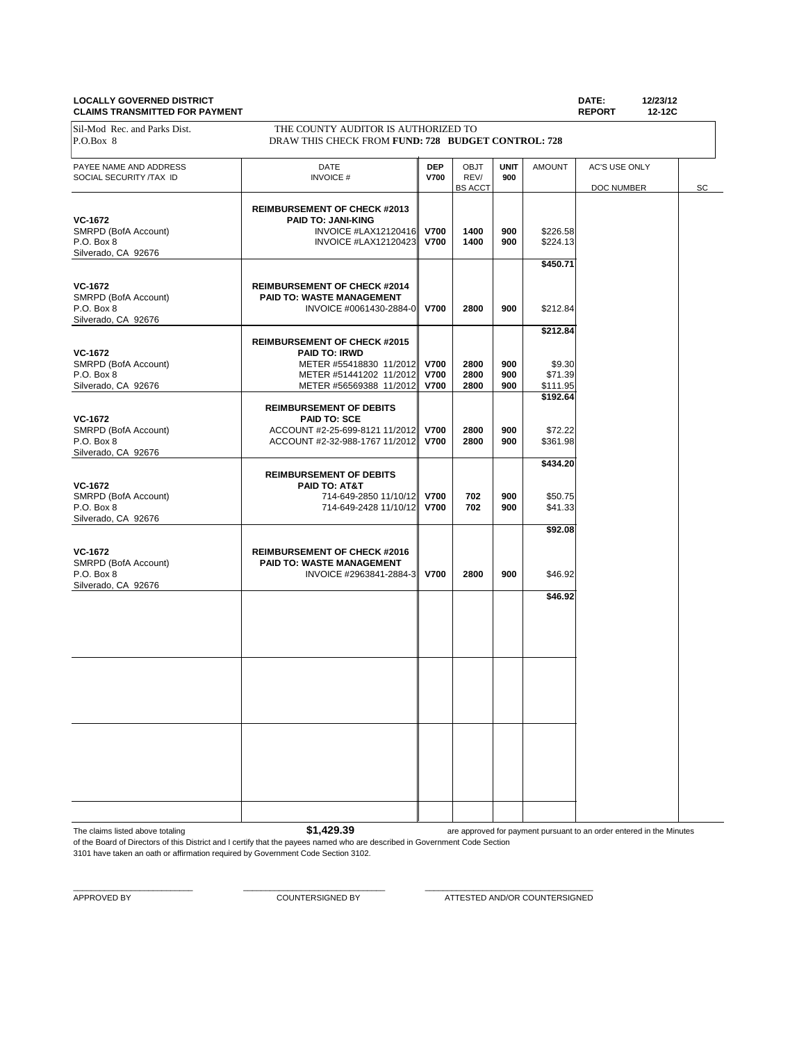**LOCALLY GOVERNED DISTRICT**
**CLAIMS TRANSMITTED FOR PAYMENT**

**DATE:** 12/23/12
**REPORT** 12-12C

Sil-Mod Rec. and Parks Dist.
P.O.Box 8

THE COUNTY AUDITOR IS AUTHORIZED TO
DRAW THIS CHECK FROM **FUND: 728 BUDGET CONTROL: 728**

| PAYEE NAME AND ADDRESS SOCIAL SECURITY /TAX ID | DATE INVOICE # | DEP V700 | OBJT REV/ BS ACCT | UNIT 900 | AMOUNT | AC'S USE ONLY DOC NUMBER | SC |
|---|---|---|---|---|---|---|---|
| **VC-1672** SMRPD (BofA Account) P.O. Box 8 Silverado, CA 92676 | **REIMBURSEMENT OF CHECK #2013** **PAID TO: JANI-KING** | | | | | | |
| | INVOICE #LAX12120416 | **V700** | **1400** | **900** | $226.58 | | |
| | INVOICE #LAX12120423 | **V700** | **1400** | **900** | $224.13 | | |
| | | | | | **$450.71** | | |
| **VC-1672** SMRPD (BofA Account) P.O. Box 8 Silverado, CA 92676 | **REIMBURSEMENT OF CHECK #2014** **PAID TO: WASTE MANAGEMENT** | | | | | | |
| | INVOICE #0061430-2884-0 | **V700** | **2800** | **900** | $212.84 | | |
| | | | | | **$212.84** | | |
| **VC-1672** SMRPD (BofA Account) P.O. Box 8 Silverado, CA 92676 | **REIMBURSEMENT OF CHECK #2015** **PAID TO: IRWD** | | | | | | |
| | METER #55418830 11/2012 | **V700** | **2800** | **900** | $9.30 | | |
| | METER #51441202 11/2012 | **V700** | **2800** | **900** | $71.39 | | |
| | METER #56569388 11/2012 | **V700** | **2800** | **900** | $111.95 | | |
| | | | | | **$192.64** | | |
| **VC-1672** SMRPD (BofA Account) P.O. Box 8 Silverado, CA 92676 | **REIMBURSEMENT OF DEBITS** **PAID TO: SCE** | | | | | | |
| | ACCOUNT #2-25-699-8121 11/2012 | **V700** | **2800** | **900** | $72.22 | | |
| | ACCOUNT #2-32-988-1767 11/2012 | **V700** | **2800** | **900** | $361.98 | | |
| | | | | | **$434.20** | | |
| **VC-1672** SMRPD (BofA Account) P.O. Box 8 Silverado, CA 92676 | **REIMBURSEMENT OF DEBITS** **PAID TO: AT&T** | | | | | | |
| | 714-649-2850 11/10/12 | **V700** | **702** | **900** | $50.75 | | |
| | 714-649-2428 11/10/12 | **V700** | **702** | **900** | $41.33 | | |
| | | | | | **$92.08** | | |
| **VC-1672** SMRPD (BofA Account) P.O. Box 8 Silverado, CA 92676 | **REIMBURSEMENT OF CHECK #2016** **PAID TO: WASTE MANAGEMENT** | | | | | | |
| | INVOICE #2963841-2884-3 | **V700** | **2800** | **900** | $46.92 | | |
| | | | | | **$46.92** | | |

The claims listed above totaling **$1,429.39** are approved for payment pursuant to an order entered in the Minutes of the Board of Directors of this District and I certify that the payees named who are described in Government Code Section 3101 have taken an oath or affirmation required by Government Code Section 3102.

\_\_\_\_\_\_\_\_\_\_\_\_\_\_\_\_\_\_\_\_\_\_\_\_ APPROVED BY

\_\_\_\_\_\_\_\_\_\_\_\_\_\_\_\_\_\_\_\_\_\_\_\_ COUNTERSIGNED BY

\_\_\_\_\_\_\_\_\_\_\_\_\_\_\_\_\_\_\_\_\_\_\_\_ ATTESTED AND/OR COUNTERSIGNED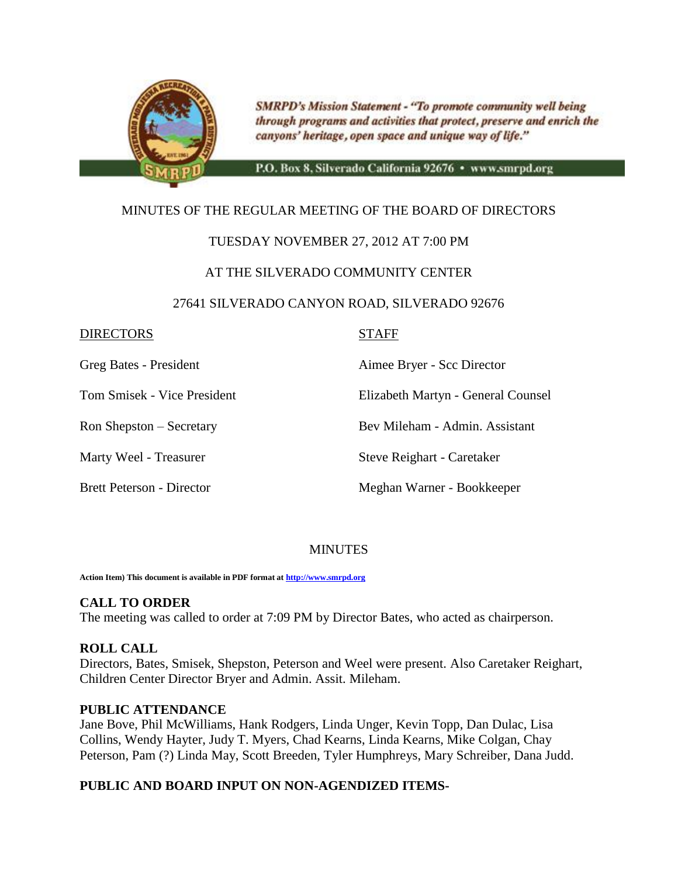SMRPD's Mission Statement - *"To promote community well being through programs and activities that protect, preserve and enrich the canyons' heritage, open space and unique way of life."*

P.O. Box 8, Silverado California 92676 • www.smrpd.org

MINUTES OF THE REGULAR MEETING OF THE BOARD OF DIRECTORS

TUESDAY NOVEMBER 27, 2012 AT 7:00 PM

AT THE SILVERADO COMMUNITY CENTER

27641 SILVERADO CANYON ROAD, SILVERADO 92676

| DIRECTORS | STAFF |
|---|---|
| Greg Bates - President | Aimee Bryer - Scc Director |
| Tom Smisek - Vice President | Elizabeth Martyn - General Counsel |
| Ron Shepston – Secretary | Bev Mileham - Admin. Assistant |
| Marty Weel - Treasurer | Steve Reighart - Caretaker |
| Brett Peterson - Director | Meghan Warner - Bookkeeper |

MINUTES

**Action Item) This document is available in PDF format at http://www.smrpd.org**

## CALL TO ORDER

The meeting was called to order at 7:09 PM by Director Bates, who acted as chairperson.

## ROLL CALL

Directors, Bates, Smisek, Shepston, Peterson and Weel were present. Also Caretaker Reighart, Children Center Director Bryer and Admin. Assit. Mileham.

## PUBLIC ATTENDANCE

Jane Bove, Phil McWilliams, Hank Rodgers, Linda Unger, Kevin Topp, Dan Dulac, Lisa Collins, Wendy Hayter, Judy T. Myers, Chad Kearns, Linda Kearns, Mike Colgan, Chay Peterson, Pam (?) Linda May, Scott Breeden, Tyler Humphreys, Mary Schreiber, Dana Judd.

## PUBLIC AND BOARD INPUT ON NON-AGENDIZED ITEMS-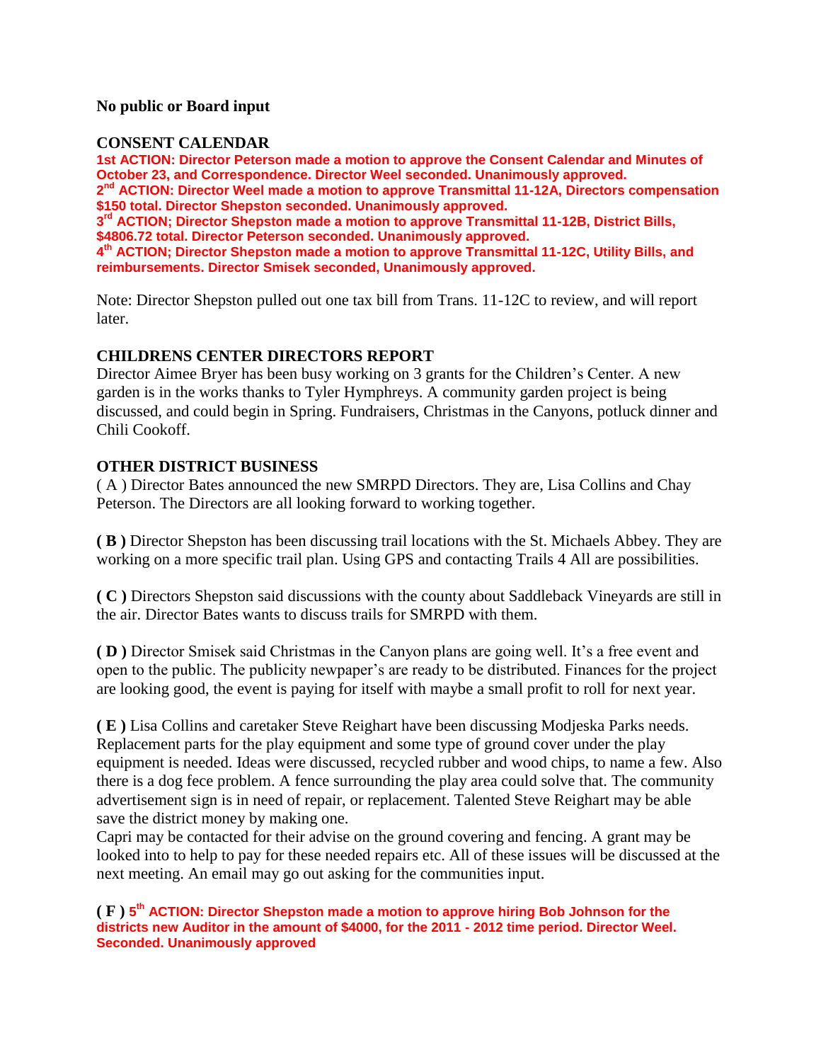**No public or Board input**

**CONSENT CALENDAR**

**1st ACTION: Director Peterson made a motion to approve the Consent Calendar and Minutes of October 23, and Correspondence. Director Weel seconded. Unanimously approved.**

**2nd ACTION: Director Weel made a motion to approve Transmittal 11-12A, Directors compensation $150 total. Director Shepston seconded. Unanimously approved.**

**3rd ACTION; Director Shepston made a motion to approve Transmittal 11-12B, District Bills, $4806.72 total. Director Peterson seconded. Unanimously approved.**

**4th ACTION; Director Shepston made a motion to approve Transmittal 11-12C, Utility Bills, and reimbursements. Director Smisek seconded, Unanimously approved.**

Note: Director Shepston pulled out one tax bill from Trans. 11-12C to review, and will report later.

**CHILDRENS CENTER DIRECTORS REPORT**

Director Aimee Bryer has been busy working on 3 grants for the Children's Center. A new garden is in the works thanks to Tyler Hymphreys. A community garden project is being discussed, and could begin in Spring. Fundraisers, Christmas in the Canyons, potluck dinner and Chili Cookoff.

**OTHER DISTRICT BUSINESS**

( A ) Director Bates announced the new SMRPD Directors. They are, Lisa Collins and Chay Peterson. The Directors are all looking forward to working together.

**( B )** Director Shepston has been discussing trail locations with the St. Michaels Abbey. They are working on a more specific trail plan. Using GPS and contacting Trails 4 All are possibilities.

**( C )** Directors Shepston said discussions with the county about Saddleback Vineyards are still in the air. Director Bates wants to discuss trails for SMRPD with them.

**( D )** Director Smisek said Christmas in the Canyon plans are going well. It's a free event and open to the public. The publicity newpaper's are ready to be distributed. Finances for the project are looking good, the event is paying for itself with maybe a small profit to roll for next year.

**( E )** Lisa Collins and caretaker Steve Reighart have been discussing Modjeska Parks needs. Replacement parts for the play equipment and some type of ground cover under the play equipment is needed. Ideas were discussed, recycled rubber and wood chips, to name a few. Also there is a dog fece problem. A fence surrounding the play area could solve that. The community advertisement sign is in need of repair, or replacement. Talented Steve Reighart may be able save the district money by making one.

Capri may be contacted for their advise on the ground covering and fencing. A grant may be looked into to help to pay for these needed repairs etc. All of these issues will be discussed at the next meeting. An email may go out asking for the communities input.

**( F ) 5th ACTION: Director Shepston made a motion to approve hiring Bob Johnson for the districts new Auditor in the amount of $4000, for the 2011 - 2012 time period. Director Weel. Seconded. Unanimously approved**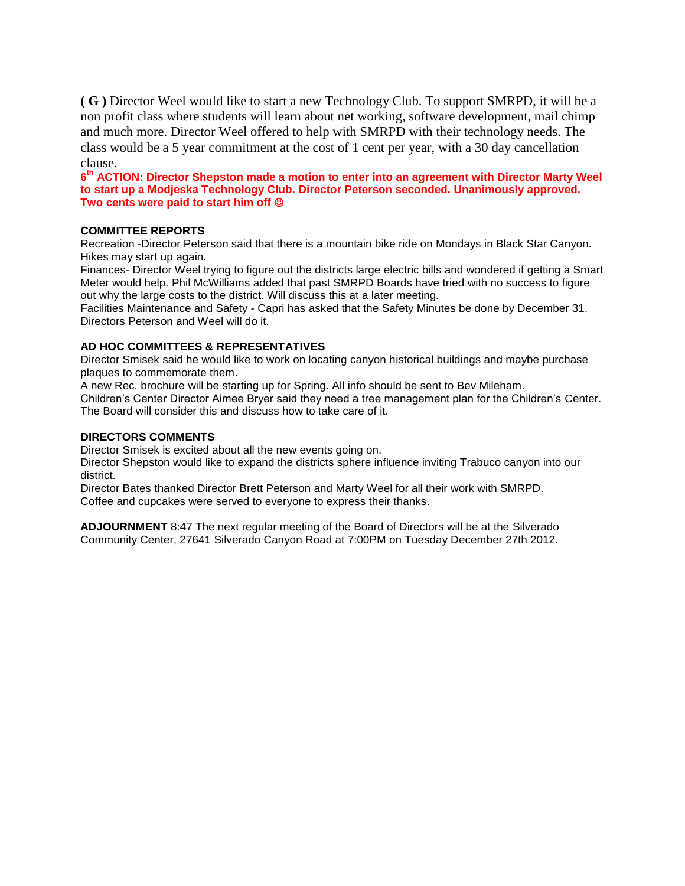**( G )** Director Weel would like to start a new Technology Club. To support SMRPD, it will be a non profit class where students will learn about net working, software development, mail chimp and much more. Director Weel offered to help with SMRPD with their technology needs. The class would be a 5 year commitment at the cost of 1 cent per year, with a 30 day cancellation clause.

**6th ACTION: Director Shepston made a motion to enter into an agreement with Director Marty Weel to start up a Modjeska Technology Club. Director Peterson seconded. Unanimously approved. Two cents were paid to start him off ☺**

**COMMITTEE REPORTS**

Recreation -Director Peterson said that there is a mountain bike ride on Mondays in Black Star Canyon. Hikes may start up again.

Finances- Director Weel trying to figure out the districts large electric bills and wondered if getting a Smart Meter would help. Phil McWilliams added that past SMRPD Boards have tried with no success to figure out why the large costs to the district. Will discuss this at a later meeting.

Facilities Maintenance and Safety - Capri has asked that the Safety Minutes be done by December 31. Directors Peterson and Weel will do it.

**AD HOC COMMITTEES & REPRESENTATIVES**

Director Smisek said he would like to work on locating canyon historical buildings and maybe purchase plaques to commemorate them.

A new Rec. brochure will be starting up for Spring. All info should be sent to Bev Mileham.

Children's Center Director Aimee Bryer said they need a tree management plan for the Children's Center. The Board will consider this and discuss how to take care of it.

**DIRECTORS COMMENTS**

Director Smisek is excited about all the new events going on.

Director Shepston would like to expand the districts sphere influence inviting Trabuco canyon into our district.

Director Bates thanked Director Brett Peterson and Marty Weel for all their work with SMRPD.

Coffee and cupcakes were served to everyone to express their thanks.

**ADJOURNMENT** 8:47 The next regular meeting of the Board of Directors will be at the Silverado Community Center, 27641 Silverado Canyon Road at 7:00PM on Tuesday December 27th 2012.